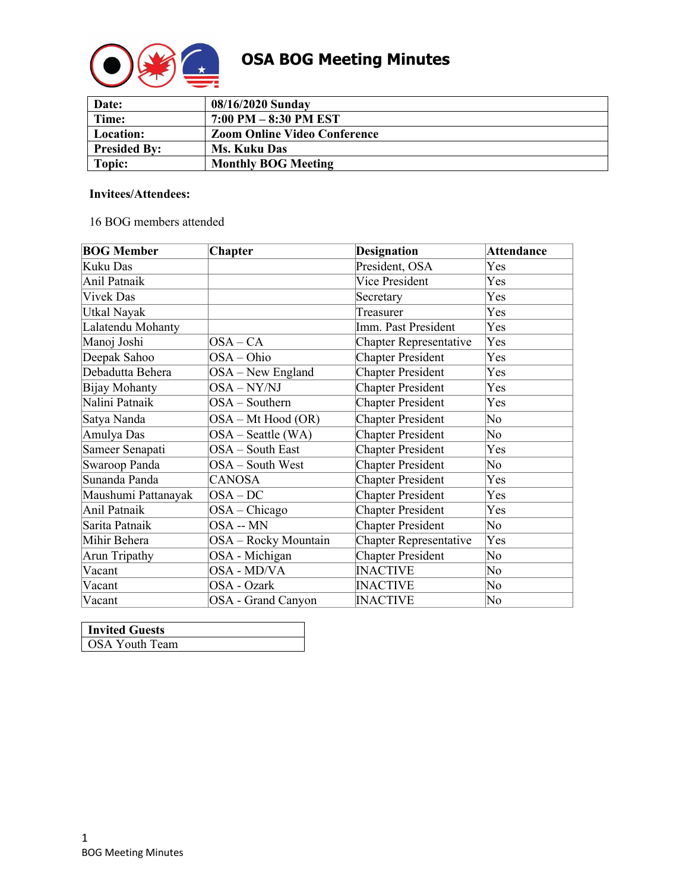# OSA BOG Meeting Minutes

| Date: | 08/16/2020 Sunday |
|---|---|
| Time: | 7:00 PM – 8:30 PM EST |
| Location: | Zoom Online Video Conference |
| Presided By: | Ms. Kuku Das |
| Topic: | Monthly BOG Meeting |

**Invitees/Attendees:**

16 BOG members attended

| BOG Member | Chapter | Designation | Attendance |
|---|---|---|---|
| Kuku Das | | President, OSA | Yes |
| Anil Patnaik | | Vice President | Yes |
| Vivek Das | | Secretary | Yes |
| Utkal Nayak | | Treasurer | Yes |
| Lalatendu Mohanty | | Imm. Past President | Yes |
| Manoj Joshi | OSA – CA | Chapter Representative | Yes |
| Deepak Sahoo | OSA – Ohio | Chapter President | Yes |
| Debadutta Behera | OSA – New England | Chapter President | Yes |
| Bijay Mohanty | OSA – NY/NJ | Chapter President | Yes |
| Nalini Patnaik | OSA – Southern | Chapter President | Yes |
| Satya Nanda | OSA – Mt Hood (OR) | Chapter President | No |
| Amulya Das | OSA – Seattle (WA) | Chapter President | No |
| Sameer Senapati | OSA – South East | Chapter President | Yes |
| Swaroop Panda | OSA – South West | Chapter President | No |
| Sunanda Panda | CANOSA | Chapter President | Yes |
| Maushumi Pattanayak | OSA – DC | Chapter President | Yes |
| Anil Patnaik | OSA – Chicago | Chapter President | Yes |
| Sarita Patnaik | OSA -- MN | Chapter President | No |
| Mihir Behera | OSA – Rocky Mountain | Chapter Representative | Yes |
| Arun Tripathy | OSA - Michigan | Chapter President | No |
| Vacant | OSA - MD/VA | INACTIVE | No |
| Vacant | OSA - Ozark | INACTIVE | No |
| Vacant | OSA - Grand Canyon | INACTIVE | No |

| Invited Guests |
|---|
| OSA Youth Team |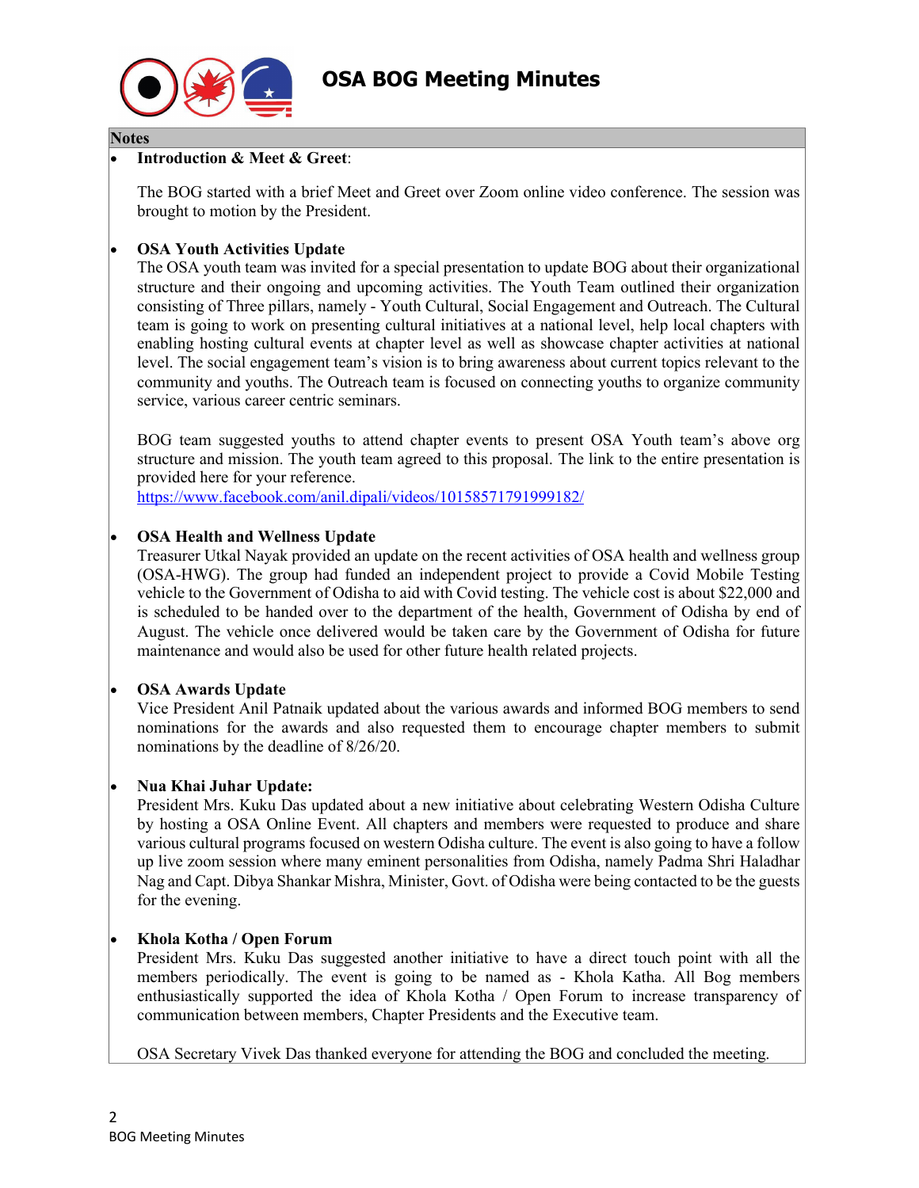# OSA BOG Meeting Minutes

**Notes**

- **Introduction & Meet & Greet**:

  The BOG started with a brief Meet and Greet over Zoom online video conference. The session was brought to motion by the President.

- **OSA Youth Activities Update**

  The OSA youth team was invited for a special presentation to update BOG about their organizational structure and their ongoing and upcoming activities. The Youth Team outlined their organization consisting of Three pillars, namely - Youth Cultural, Social Engagement and Outreach. The Cultural team is going to work on presenting cultural initiatives at a national level, help local chapters with enabling hosting cultural events at chapter level as well as showcase chapter activities at national level. The social engagement team's vision is to bring awareness about current topics relevant to the community and youths. The Outreach team is focused on connecting youths to organize community service, various career centric seminars.

  BOG team suggested youths to attend chapter events to present OSA Youth team's above org structure and mission. The youth team agreed to this proposal. The link to the entire presentation is provided here for your reference.
  https://www.facebook.com/anil.dipali/videos/10158571791999182/

- **OSA Health and Wellness Update**

  Treasurer Utkal Nayak provided an update on the recent activities of OSA health and wellness group (OSA-HWG). The group had funded an independent project to provide a Covid Mobile Testing vehicle to the Government of Odisha to aid with Covid testing. The vehicle cost is about $22,000 and is scheduled to be handed over to the department of the health, Government of Odisha by end of August. The vehicle once delivered would be taken care by the Government of Odisha for future maintenance and would also be used for other future health related projects.

- **OSA Awards Update**

  Vice President Anil Patnaik updated about the various awards and informed BOG members to send nominations for the awards and also requested them to encourage chapter members to submit nominations by the deadline of 8/26/20.

- **Nua Khai Juhar Update:**

  President Mrs. Kuku Das updated about a new initiative about celebrating Western Odisha Culture by hosting a OSA Online Event. All chapters and members were requested to produce and share various cultural programs focused on western Odisha culture. The event is also going to have a follow up live zoom session where many eminent personalities from Odisha, namely Padma Shri Haladhar Nag and Capt. Dibya Shankar Mishra, Minister, Govt. of Odisha were being contacted to be the guests for the evening.

- **Khola Kotha / Open Forum**

  President Mrs. Kuku Das suggested another initiative to have a direct touch point with all the members periodically. The event is going to be named as - Khola Katha. All Bog members enthusiastically supported the idea of Khola Kotha / Open Forum to increase transparency of communication between members, Chapter Presidents and the Executive team.

  OSA Secretary Vivek Das thanked everyone for attending the BOG and concluded the meeting.